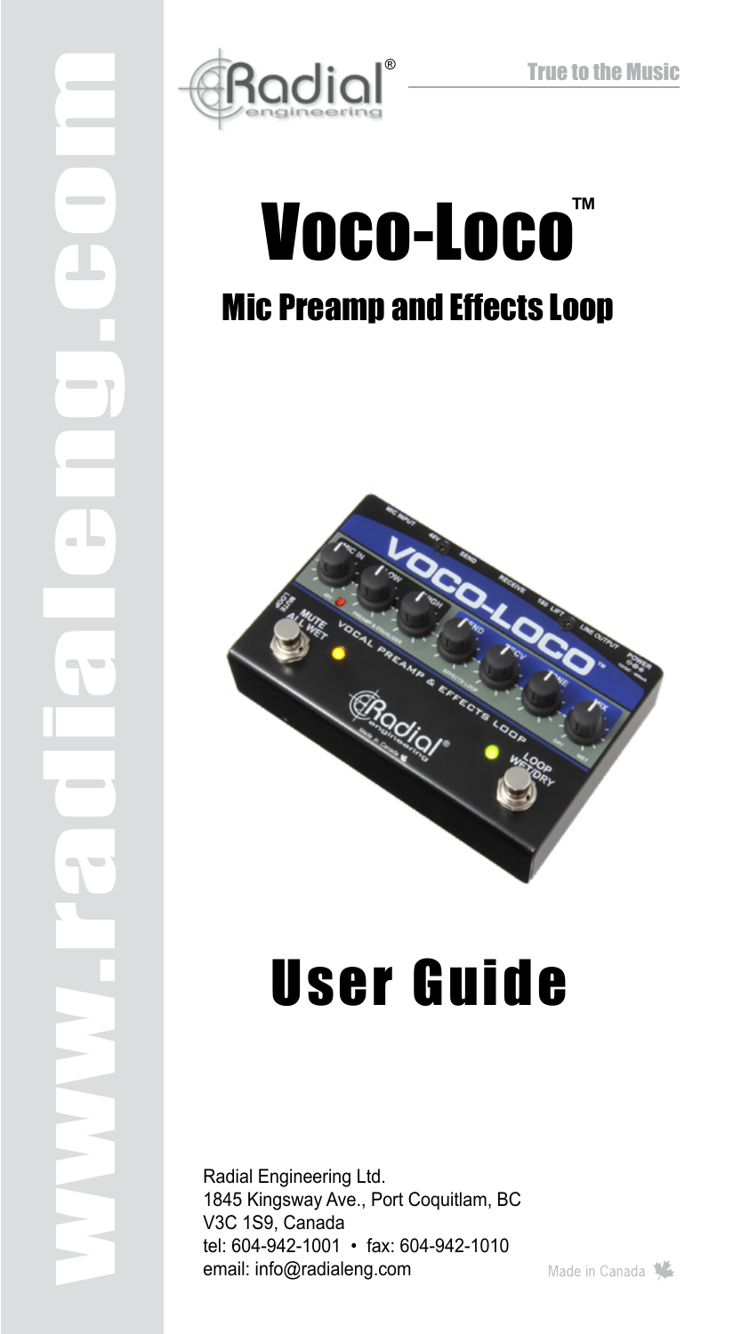True to the Music

# Voco-Loco™

## Mic Preamp and Effects Loop

# User Guide

Radial Engineering Ltd.
1845 Kingsway Ave., Port Coquitlam, BC
V3C 1S9, Canada
tel: 604-942-1001 • fax: 604-942-1010
email: info@radialeng.com

Made in Canada

www.radialeng.com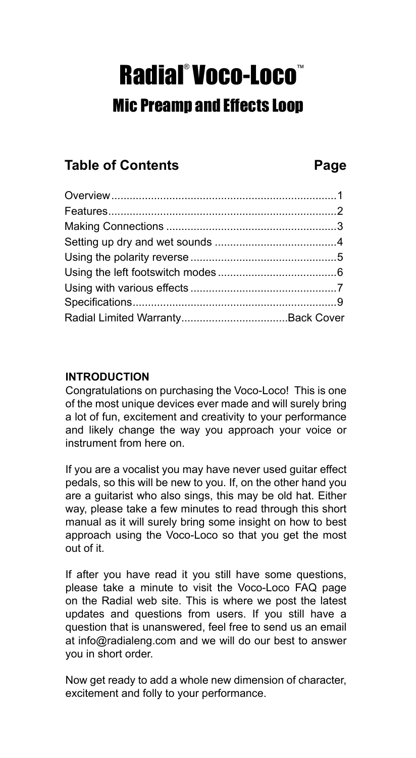# Radial® Voco-Loco™

## Mic Preamp and Effects Loop

### Table of Contents

| Table of Contents | Page |
|---|---|
| Overview | 1 |
| Features | 2 |
| Making Connections | 3 |
| Setting up dry and wet sounds | 4 |
| Using the polarity reverse | 5 |
| Using the left footswitch modes | 6 |
| Using with various effects | 7 |
| Specifications | 9 |
| Radial Limited Warranty | Back Cover |

**INTRODUCTION**

Congratulations on purchasing the Voco-Loco! This is one of the most unique devices ever made and will surely bring a lot of fun, excitement and creativity to your performance and likely change the way you approach your voice or instrument from here on.

If you are a vocalist you may have never used guitar effect pedals, so this will be new to you. If, on the other hand you are a guitarist who also sings, this may be old hat. Either way, please take a few minutes to read through this short manual as it will surely bring some insight on how to best approach using the Voco-Loco so that you get the most out of it.

If after you have read it you still have some questions, please take a minute to visit the Voco-Loco FAQ page on the Radial web site. This is where we post the latest updates and questions from users. If you still have a question that is unanswered, feel free to send us an email at info@radialeng.com and we will do our best to answer you in short order.

Now get ready to add a whole new dimension of character, excitement and folly to your performance.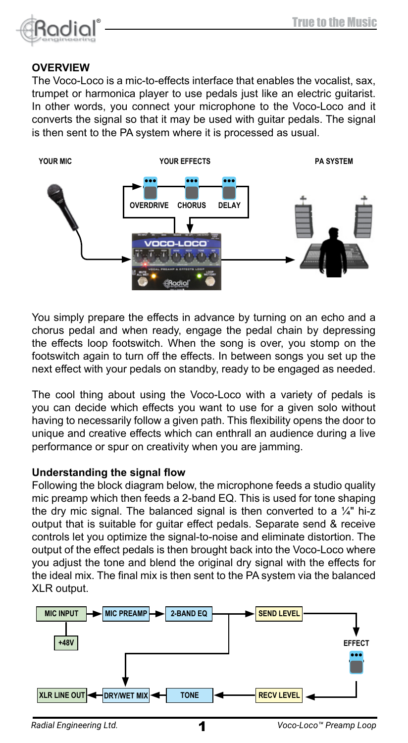## OVERVIEW

The Voco-Loco is a mic-to-effects interface that enables the vocalist, sax, trumpet or harmonica player to use pedals just like an electric guitarist. In other words, you connect your microphone to the Voco-Loco and it converts the signal so that it may be used with guitar pedals. The signal is then sent to the PA system where it is processed as usual.

You simply prepare the effects in advance by turning on an echo and a chorus pedal and when ready, engage the pedal chain by depressing the effects loop footswitch. When the song is over, you stomp on the footswitch again to turn off the effects. In between songs you set up the next effect with your pedals on standby, ready to be engaged as needed.

The cool thing about using the Voco-Loco with a variety of pedals is you can decide which effects you want to use for a given solo without having to necessarily follow a given path. This flexibility opens the door to unique and creative effects which can enthrall an audience during a live performance or spur on creativity when you are jamming.

### Understanding the signal flow

Following the block diagram below, the microphone feeds a studio quality mic preamp which then feeds a 2-band EQ. This is used for tone shaping the dry mic signal. The balanced signal is then converted to a ¼" hi-z output that is suitable for guitar effect pedals. Separate send & receive controls let you optimize the signal-to-noise and eliminate distortion. The output of the effect pedals is then brought back into the Voco-Loco where you adjust the tone and blend the original dry signal with the effects for the ideal mix. The final mix is then sent to the PA system via the balanced XLR output.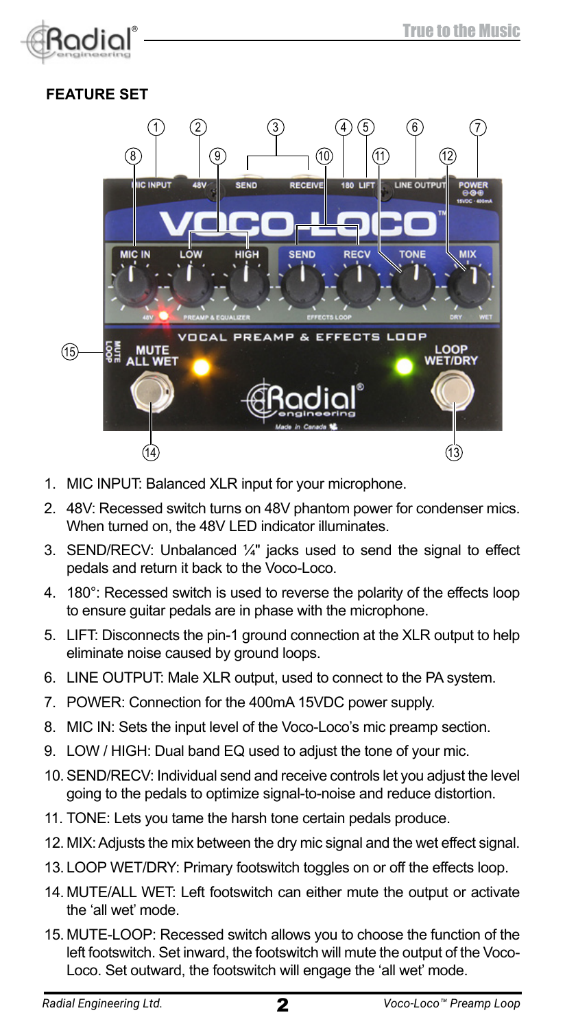## FEATURE SET

1. MIC INPUT: Balanced XLR input for your microphone.
2. 48V: Recessed switch turns on 48V phantom power for condenser mics. When turned on, the 48V LED indicator illuminates.
3. SEND/RECV: Unbalanced ¼" jacks used to send the signal to effect pedals and return it back to the Voco-Loco.
4. 180°: Recessed switch is used to reverse the polarity of the effects loop to ensure guitar pedals are in phase with the microphone.
5. LIFT: Disconnects the pin-1 ground connection at the XLR output to help eliminate noise caused by ground loops.
6. LINE OUTPUT: Male XLR output, used to connect to the PA system.
7. POWER: Connection for the 400mA 15VDC power supply.
8. MIC IN: Sets the input level of the Voco-Loco's mic preamp section.
9. LOW / HIGH: Dual band EQ used to adjust the tone of your mic.
10. SEND/RECV: Individual send and receive controls let you adjust the level going to the pedals to optimize signal-to-noise and reduce distortion.
11. TONE: Lets you tame the harsh tone certain pedals produce.
12. MIX: Adjusts the mix between the dry mic signal and the wet effect signal.
13. LOOP WET/DRY: Primary footswitch toggles on or off the effects loop.
14. MUTE/ALL WET: Left footswitch can either mute the output or activate the 'all wet' mode.
15. MUTE-LOOP: Recessed switch allows you to choose the function of the left footswitch. Set inward, the footswitch will mute the output of the Voco-Loco. Set outward, the footswitch will engage the 'all wet' mode.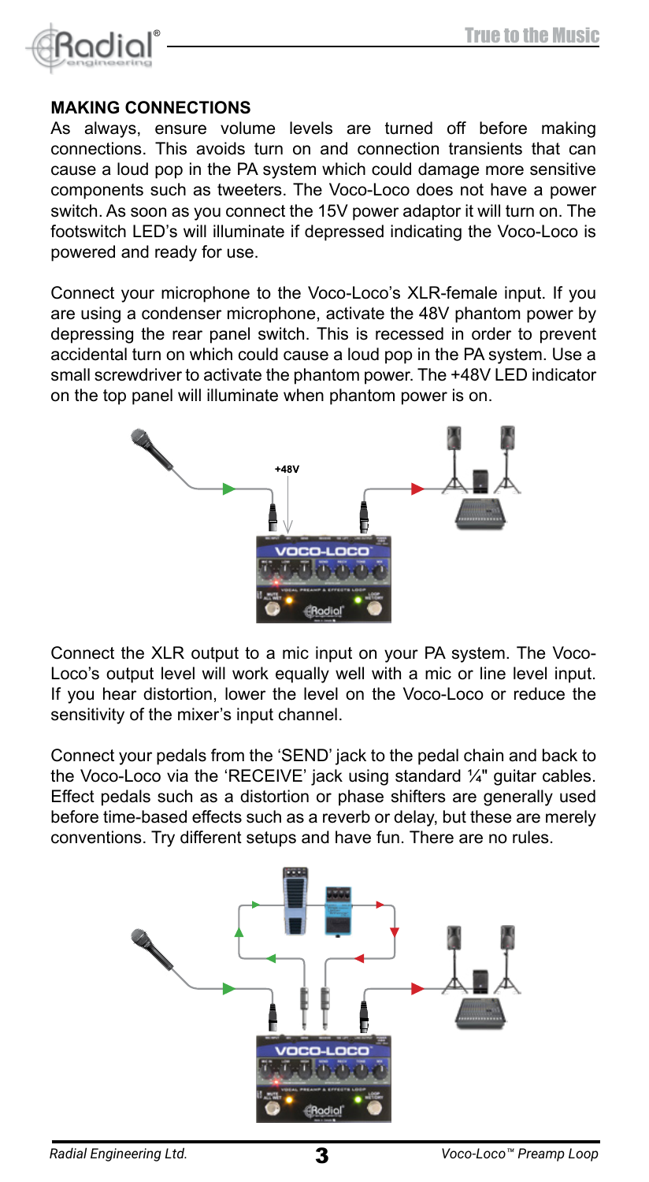## MAKING CONNECTIONS

As always, ensure volume levels are turned off before making connections. This avoids turn on and connection transients that can cause a loud pop in the PA system which could damage more sensitive components such as tweeters. The Voco-Loco does not have a power switch. As soon as you connect the 15V power adaptor it will turn on. The footswitch LED's will illuminate if depressed indicating the Voco-Loco is powered and ready for use.

Connect your microphone to the Voco-Loco's XLR-female input. If you are using a condenser microphone, activate the 48V phantom power by depressing the rear panel switch. This is recessed in order to prevent accidental turn on which could cause a loud pop in the PA system. Use a small screwdriver to activate the phantom power. The +48V LED indicator on the top panel will illuminate when phantom power is on.

Connect the XLR output to a mic input on your PA system. The Voco-Loco's output level will work equally well with a mic or line level input. If you hear distortion, lower the level on the Voco-Loco or reduce the sensitivity of the mixer's input channel.

Connect your pedals from the 'SEND' jack to the pedal chain and back to the Voco-Loco via the 'RECEIVE' jack using standard ¼" guitar cables. Effect pedals such as a distortion or phase shifters are generally used before time-based effects such as a reverb or delay, but these are merely conventions. Try different setups and have fun. There are no rules.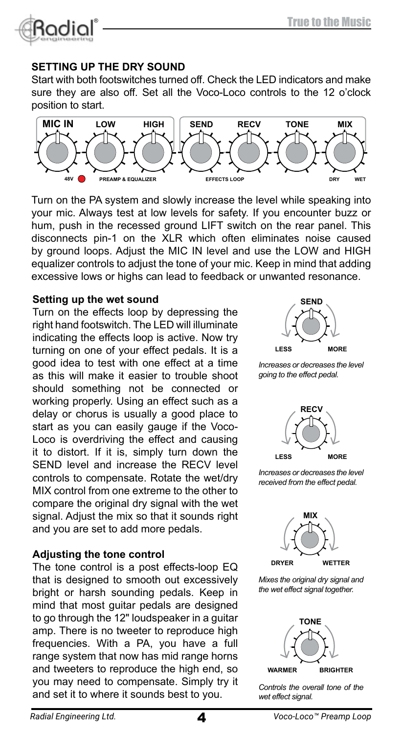## SETTING UP THE DRY SOUND

Start with both footswitches turned off. Check the LED indicators and make sure they are also off. Set all the Voco-Loco controls to the 12 o'clock position to start.

Turn on the PA system and slowly increase the level while speaking into your mic. Always test at low levels for safety. If you encounter buzz or hum, push in the recessed ground LIFT switch on the rear panel. This disconnects pin-1 on the XLR which often eliminates noise caused by ground loops. Adjust the MIC IN level and use the LOW and HIGH equalizer controls to adjust the tone of your mic. Keep in mind that adding excessive lows or highs can lead to feedback or unwanted resonance.

### Setting up the wet sound

Turn on the effects loop by depressing the right hand footswitch. The LED will illuminate indicating the effects loop is active. Now try turning on one of your effect pedals. It is a good idea to test with one effect at a time as this will make it easier to trouble shoot should something not be connected or working properly. Using an effect such as a delay or chorus is usually a good place to start as you can easily gauge if the Voco-Loco is overdriving the effect and causing it to distort. If it is, simply turn down the SEND level and increase the RECV level controls to compensate. Rotate the wet/dry MIX control from one extreme to the other to compare the original dry signal with the wet signal. Adjust the mix so that it sounds right and you are set to add more pedals.

### Adjusting the tone control

The tone control is a post effects-loop EQ that is designed to smooth out excessively bright or harsh sounding pedals. Keep in mind that most guitar pedals are designed to go through the 12" loudspeaker in a guitar amp. There is no tweeter to reproduce high frequencies. With a PA, you have a full range system that now has mid range horns and tweeters to reproduce the high end, so you may need to compensate. Simply try it and set it to where it sounds best to you.

*Increases or decreases the level going to the effect pedal.*

*Increases or decreases the level received from the effect pedal.*

*Mixes the original dry signal and the wet effect signal together.*

*Controls the overall tone of the wet effect signal.*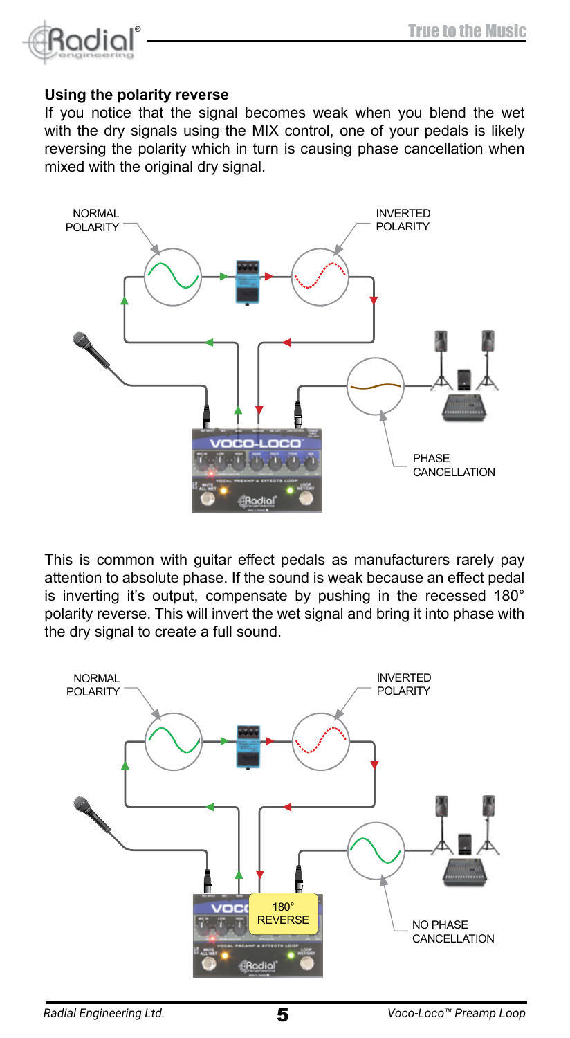**Using the polarity reverse**

If you notice that the signal becomes weak when you blend the wet with the dry signals using the MIX control, one of your pedals is likely reversing the polarity which in turn is causing phase cancellation when mixed with the original dry signal.

This is common with guitar effect pedals as manufacturers rarely pay attention to absolute phase. If the sound is weak because an effect pedal is inverting it's output, compensate by pushing in the recessed 180° polarity reverse. This will invert the wet signal and bring it into phase with the dry signal to create a full sound.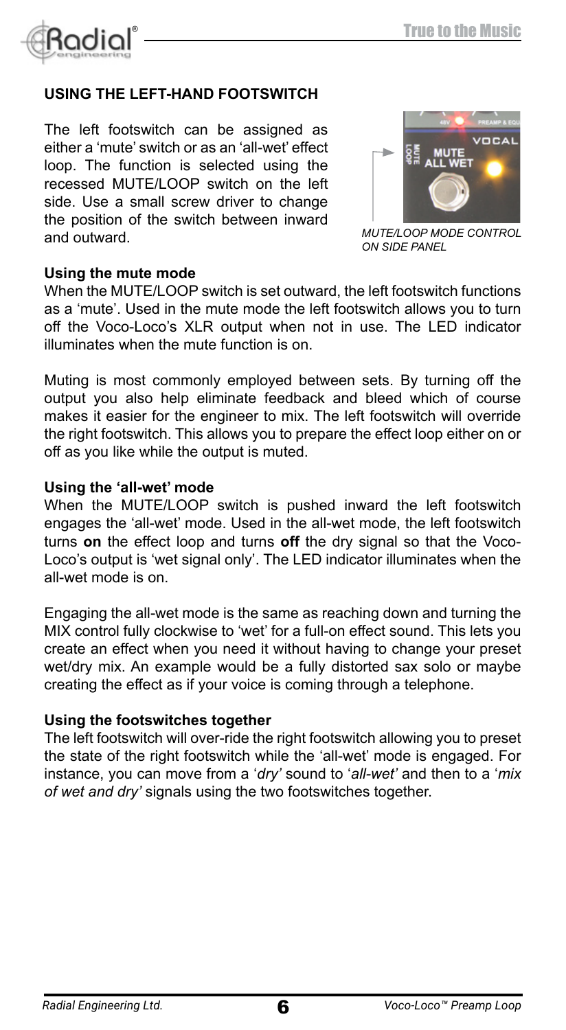## USING THE LEFT-HAND FOOTSWITCH

The left footswitch can be assigned as either a 'mute' switch or as an 'all-wet' effect loop. The function is selected using the recessed MUTE/LOOP switch on the left side. Use a small screw driver to change the position of the switch between inward and outward.

*MUTE/LOOP MODE CONTROL ON SIDE PANEL*

### Using the mute mode

When the MUTE/LOOP switch is set outward, the left footswitch functions as a 'mute'. Used in the mute mode the left footswitch allows you to turn off the Voco-Loco's XLR output when not in use. The LED indicator illuminates when the mute function is on.

Muting is most commonly employed between sets. By turning off the output you also help eliminate feedback and bleed which of course makes it easier for the engineer to mix. The left footswitch will override the right footswitch. This allows you to prepare the effect loop either on or off as you like while the output is muted.

### Using the 'all-wet' mode

When the MUTE/LOOP switch is pushed inward the left footswitch engages the 'all-wet' mode. Used in the all-wet mode, the left footswitch turns **on** the effect loop and turns **off** the dry signal so that the Voco-Loco's output is 'wet signal only'. The LED indicator illuminates when the all-wet mode is on.

Engaging the all-wet mode is the same as reaching down and turning the MIX control fully clockwise to 'wet' for a full-on effect sound. This lets you create an effect when you need it without having to change your preset wet/dry mix. An example would be a fully distorted sax solo or maybe creating the effect as if your voice is coming through a telephone.

### Using the footswitches together

The left footswitch will over-ride the right footswitch allowing you to preset the state of the right footswitch while the 'all-wet' mode is engaged. For instance, you can move from a '*dry'* sound to '*all-wet'* and then to a '*mix of wet and dry'* signals using the two footswitches together.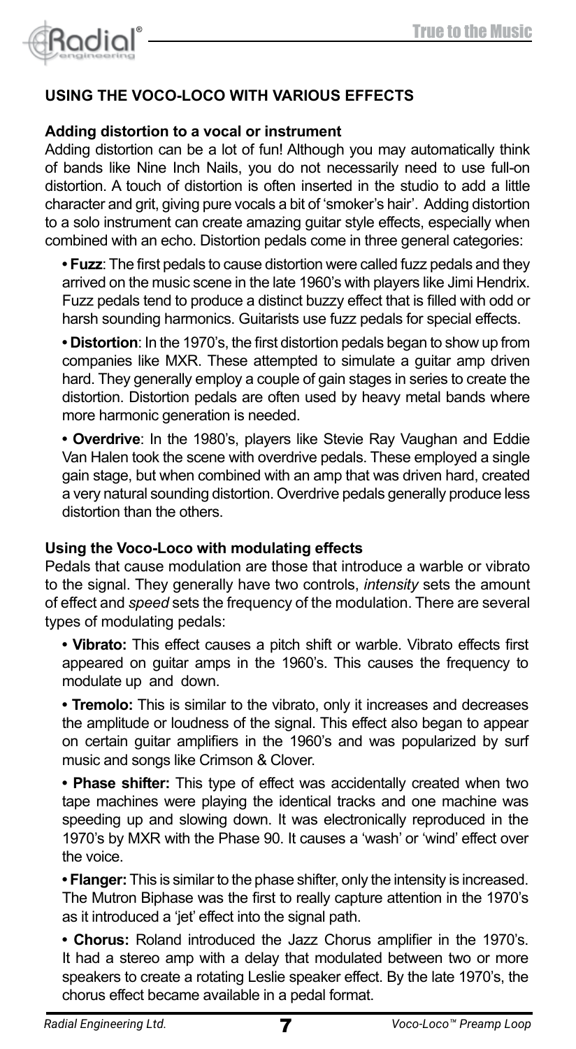## USING THE VOCO-LOCO WITH VARIOUS EFFECTS

### Adding distortion to a vocal or instrument

Adding distortion can be a lot of fun! Although you may automatically think of bands like Nine Inch Nails, you do not necessarily need to use full-on distortion. A touch of distortion is often inserted in the studio to add a little character and grit, giving pure vocals a bit of 'smoker's hair'. Adding distortion to a solo instrument can create amazing guitar style effects, especially when combined with an echo. Distortion pedals come in three general categories:

- **Fuzz**: The first pedals to cause distortion were called fuzz pedals and they arrived on the music scene in the late 1960's with players like Jimi Hendrix. Fuzz pedals tend to produce a distinct buzzy effect that is filled with odd or harsh sounding harmonics. Guitarists use fuzz pedals for special effects.
- **Distortion**: In the 1970's, the first distortion pedals began to show up from companies like MXR. These attempted to simulate a guitar amp driven hard. They generally employ a couple of gain stages in series to create the distortion. Distortion pedals are often used by heavy metal bands where more harmonic generation is needed.
- **Overdrive**: In the 1980's, players like Stevie Ray Vaughan and Eddie Van Halen took the scene with overdrive pedals. These employed a single gain stage, but when combined with an amp that was driven hard, created a very natural sounding distortion. Overdrive pedals generally produce less distortion than the others.

### Using the Voco-Loco with modulating effects

Pedals that cause modulation are those that introduce a warble or vibrato to the signal. They generally have two controls, *intensity* sets the amount of effect and *speed* sets the frequency of the modulation. There are several types of modulating pedals:

- **Vibrato:** This effect causes a pitch shift or warble. Vibrato effects first appeared on guitar amps in the 1960's. This causes the frequency to modulate up and down.
- **Tremolo:** This is similar to the vibrato, only it increases and decreases the amplitude or loudness of the signal. This effect also began to appear on certain guitar amplifiers in the 1960's and was popularized by surf music and songs like Crimson & Clover.
- **Phase shifter:** This type of effect was accidentally created when two tape machines were playing the identical tracks and one machine was speeding up and slowing down. It was electronically reproduced in the 1970's by MXR with the Phase 90. It causes a 'wash' or 'wind' effect over the voice.
- **Flanger:** This is similar to the phase shifter, only the intensity is increased. The Mutron Biphase was the first to really capture attention in the 1970's as it introduced a 'jet' effect into the signal path.
- **Chorus:** Roland introduced the Jazz Chorus amplifier in the 1970's. It had a stereo amp with a delay that modulated between two or more speakers to create a rotating Leslie speaker effect. By the late 1970's, the chorus effect became available in a pedal format.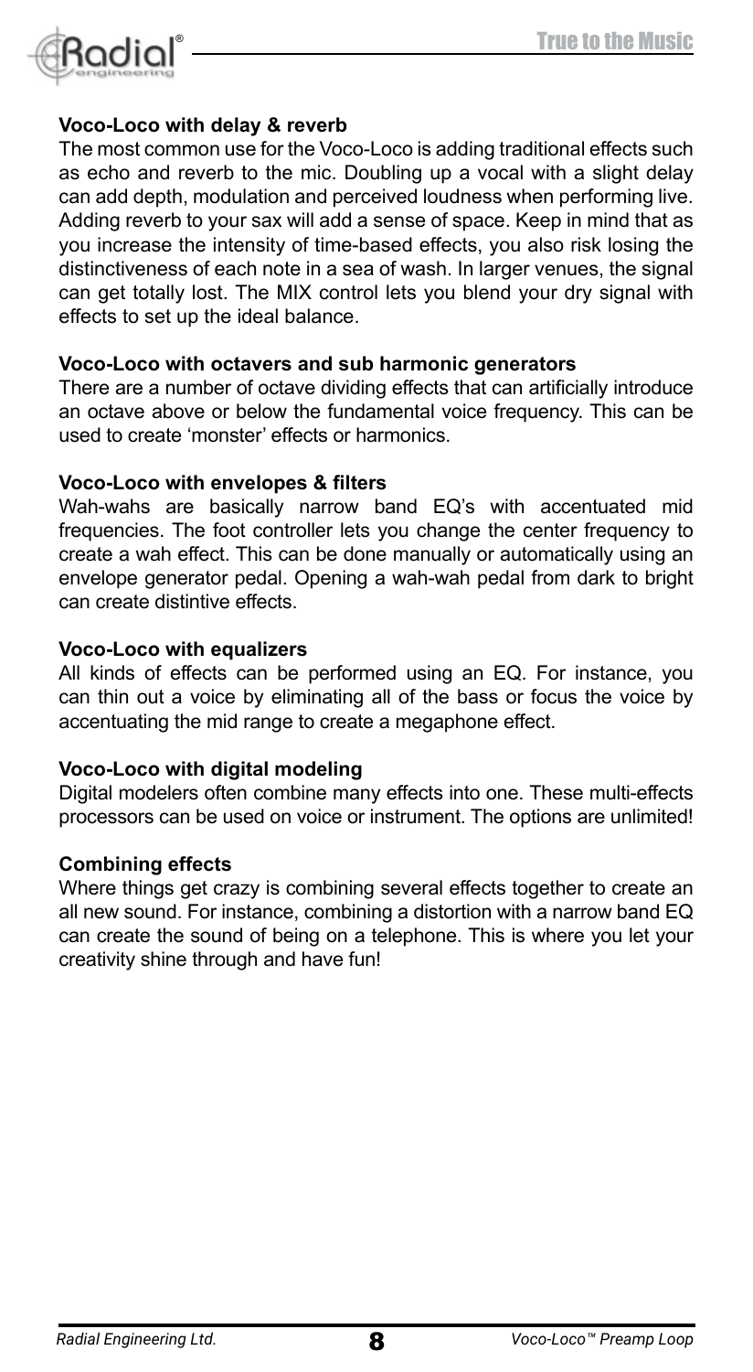### Voco-Loco with delay & reverb

The most common use for the Voco-Loco is adding traditional effects such as echo and reverb to the mic. Doubling up a vocal with a slight delay can add depth, modulation and perceived loudness when performing live. Adding reverb to your sax will add a sense of space. Keep in mind that as you increase the intensity of time-based effects, you also risk losing the distinctiveness of each note in a sea of wash. In larger venues, the signal can get totally lost. The MIX control lets you blend your dry signal with effects to set up the ideal balance.

### Voco-Loco with octavers and sub harmonic generators

There are a number of octave dividing effects that can artificially introduce an octave above or below the fundamental voice frequency. This can be used to create 'monster' effects or harmonics.

### Voco-Loco with envelopes & filters

Wah-wahs are basically narrow band EQ's with accentuated mid frequencies. The foot controller lets you change the center frequency to create a wah effect. This can be done manually or automatically using an envelope generator pedal. Opening a wah-wah pedal from dark to bright can create distintive effects.

### Voco-Loco with equalizers

All kinds of effects can be performed using an EQ. For instance, you can thin out a voice by eliminating all of the bass or focus the voice by accentuating the mid range to create a megaphone effect.

### Voco-Loco with digital modeling

Digital modelers often combine many effects into one. These multi-effects processors can be used on voice or instrument. The options are unlimited!

### Combining effects

Where things get crazy is combining several effects together to create an all new sound. For instance, combining a distortion with a narrow band EQ can create the sound of being on a telephone. This is where you let your creativity shine through and have fun!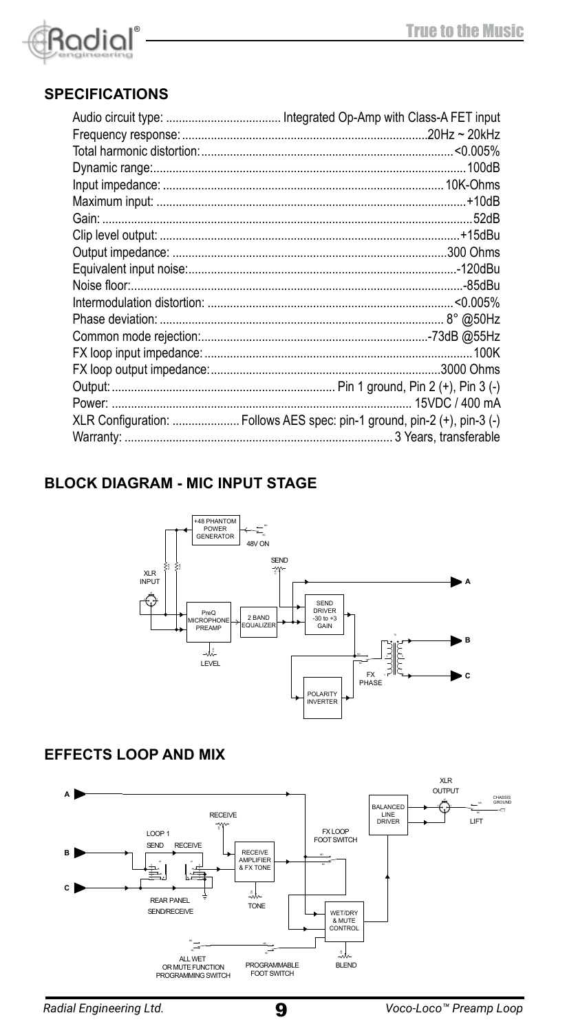## SPECIFICATIONS

| | |
|---|---|
| Audio circuit type: | Integrated Op-Amp with Class-A FET input |
| Frequency response: | 20Hz ~ 20kHz |
| Total harmonic distortion: | <0.005% |
| Dynamic range: | 100dB |
| Input impedance: | 10K-Ohms |
| Maximum input: | +10dB |
| Gain: | 52dB |
| Clip level output: | +15dBu |
| Output impedance: | 300 Ohms |
| Equivalent input noise: | -120dBu |
| Noise floor: | -85dBu |
| Intermodulation distortion: | <0.005% |
| Phase deviation: | 8° @50Hz |
| Common mode rejection: | -73dB @55Hz |
| FX loop input impedance: | 100K |
| FX loop output impedance: | 3000 Ohms |
| Output: | Pin 1 ground, Pin 2 (+), Pin 3 (-) |
| Power: | 15VDC / 400 mA |
| XLR Configuration: | Follows AES spec: pin-1 ground, pin-2 (+), pin-3 (-) |
| Warranty: | 3 Years, transferable |

## BLOCK DIAGRAM - MIC INPUT STAGE

## EFFECTS LOOP AND MIX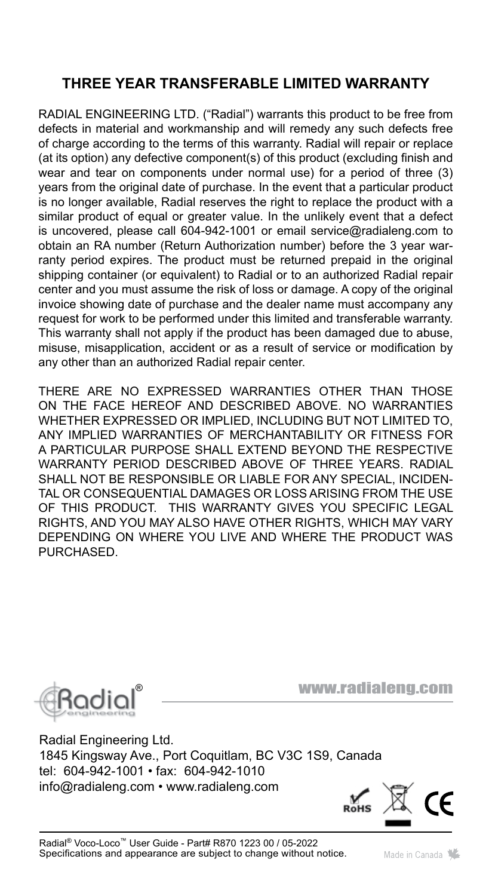## THREE YEAR TRANSFERABLE LIMITED WARRANTY

RADIAL ENGINEERING LTD. ("Radial") warrants this product to be free from defects in material and workmanship and will remedy any such defects free of charge according to the terms of this warranty. Radial will repair or replace (at its option) any defective component(s) of this product (excluding finish and wear and tear on components under normal use) for a period of three (3) years from the original date of purchase. In the event that a particular product is no longer available, Radial reserves the right to replace the product with a similar product of equal or greater value. In the unlikely event that a defect is uncovered, please call 604-942-1001 or email service@radialeng.com to obtain an RA number (Return Authorization number) before the 3 year warranty period expires. The product must be returned prepaid in the original shipping container (or equivalent) to Radial or to an authorized Radial repair center and you must assume the risk of loss or damage. A copy of the original invoice showing date of purchase and the dealer name must accompany any request for work to be performed under this limited and transferable warranty. This warranty shall not apply if the product has been damaged due to abuse, misuse, misapplication, accident or as a result of service or modification by any other than an authorized Radial repair center.

THERE ARE NO EXPRESSED WARRANTIES OTHER THAN THOSE ON THE FACE HEREOF AND DESCRIBED ABOVE. NO WARRANTIES WHETHER EXPRESSED OR IMPLIED, INCLUDING BUT NOT LIMITED TO, ANY IMPLIED WARRANTIES OF MERCHANTABILITY OR FITNESS FOR A PARTICULAR PURPOSE SHALL EXTEND BEYOND THE RESPECTIVE WARRANTY PERIOD DESCRIBED ABOVE OF THREE YEARS. RADIAL SHALL NOT BE RESPONSIBLE OR LIABLE FOR ANY SPECIAL, INCIDENTAL OR CONSEQUENTIAL DAMAGES OR LOSS ARISING FROM THE USE OF THIS PRODUCT. THIS WARRANTY GIVES YOU SPECIFIC LEGAL RIGHTS, AND YOU MAY ALSO HAVE OTHER RIGHTS, WHICH MAY VARY DEPENDING ON WHERE YOU LIVE AND WHERE THE PRODUCT WAS PURCHASED.

Radial® engineering

www.radialeng.com

Radial Engineering Ltd.
1845 Kingsway Ave., Port Coquitlam, BC V3C 1S9, Canada
tel: 604-942-1001 • fax: 604-942-1010
info@radialeng.com • www.radialeng.com

RoHS CE

Radial® Voco-Loco™ User Guide - Part# R870 1223 00 / 05-2022
Specifications and appearance are subject to change without notice.

Made in Canada